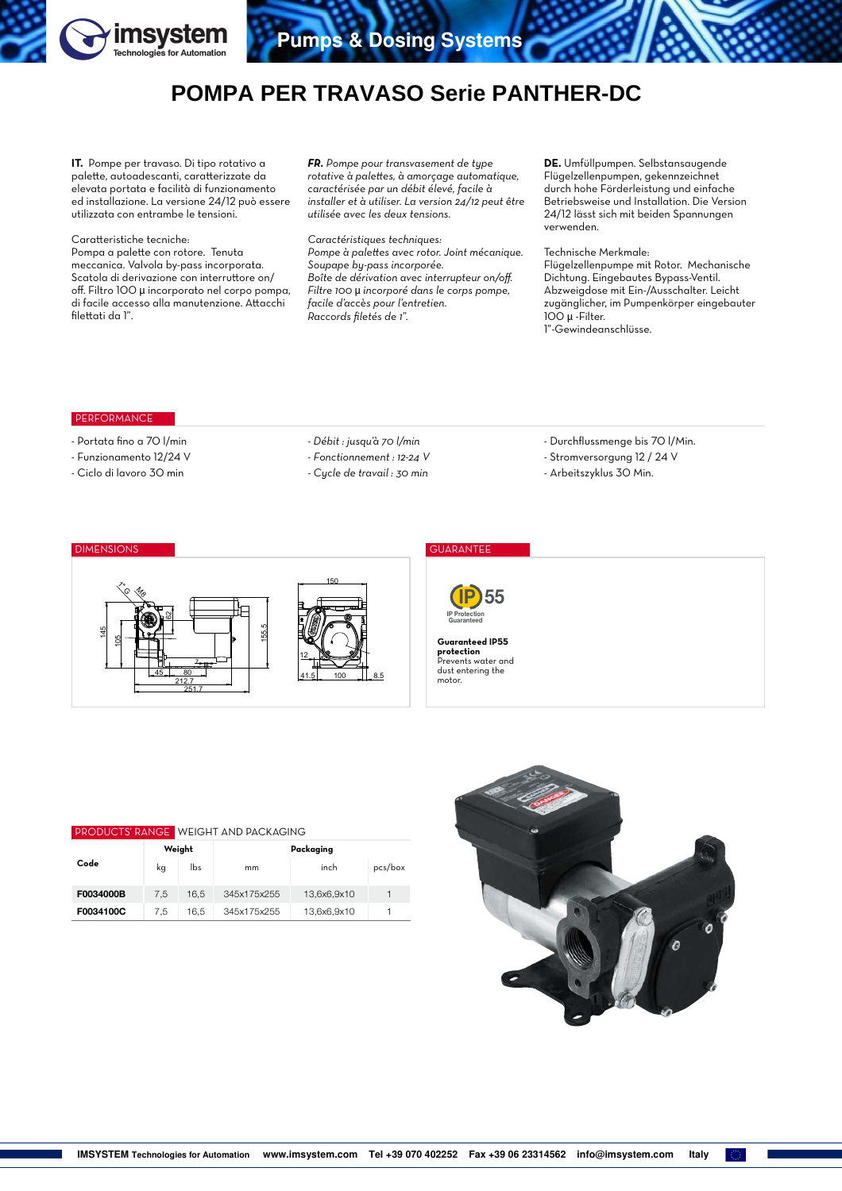# POMPA PER TRAVASO Serie PANTHER-DC

**IT.** Pompe per travaso. Di tipo rotativo a palette, autoadescanti, caratterizzate da elevata portata e facilità di funzionamento ed installazione. La versione 24/12 può essere utilizzata con entrambe le tensioni.

Caratteristiche tecniche:
Pompa a palette con rotore. Tenuta meccanica. Valvola by-pass incorporata. Scatola di derivazione con interruttore on/off. Filtro 100 µ incorporato nel corpo pompa, di facile accesso alla manutenzione. Attacchi filettati da 1".

***FR.*** *Pompe pour transvasement de type rotative à palettes, à amorçage automatique, caractérisée par un débit élevé, facile à installer et à utiliser. La version 24/12 peut être utilisée avec les deux tensions.*

*Caractéristiques techniques:*
*Pompe à palettes avec rotor. Joint mécanique. Soupape by-pass incorporée. Boîte de dérivation avec interrupteur on/off. Filtre 100 µ incorporé dans le corps pompe, facile d'accès pour l'entretien. Raccords filetés de 1".*

**DE.** Umfüllpumpen. Selbstansaugende Flügelzellenpumpen, gekennzeichnet durch hohe Förderleistung und einfache Betriebsweise und Installation. Die Version 24/12 lässt sich mit beiden Spannungen verwenden.

Technische Merkmale:
Flügelzellenpumpe mit Rotor. Mechanische Dichtung. Eingebautes Bypass-Ventil. Abzweigdose mit Ein-/Ausschalter. Leicht zugänglicher, im Pumpenkörper eingebauter 100 µ -Filter.
1"-Gewindeanschlüsse.

## PERFORMANCE

- Portata fino a 70 l/min
- Funzionamento 12/24 V
- Ciclo di lavoro 30 min

- *Débit : jusqu'à 70 l/min*
- *Fonctionnement : 12-24 V*
- *Cycle de travail : 30 min*

- Durchflussmenge bis 70 l/Min.
- Stromversorgung 12 / 24 V
- Arbeitszyklus 30 Min.

## DIMENSIONS

## GUARANTEE

IP 55 – IP Protection Guaranteed

**Guaranteed IP55 protection**
Prevents water and dust entering the motor.

## PRODUCTS' RANGE WEIGHT AND PACKAGING

| Code | Weight | | Packaging | | |
|---|---|---|---|---|---|
| | kg | lbs | mm | inch | pcs/box |
| **F0034000B** | 7,5 | 16,5 | 345x175x255 | 13,6x6,9x10 | 1 |
| **F0034100C** | 7,5 | 16,5 | 345x175x255 | 13,6x6,9x10 | 1 |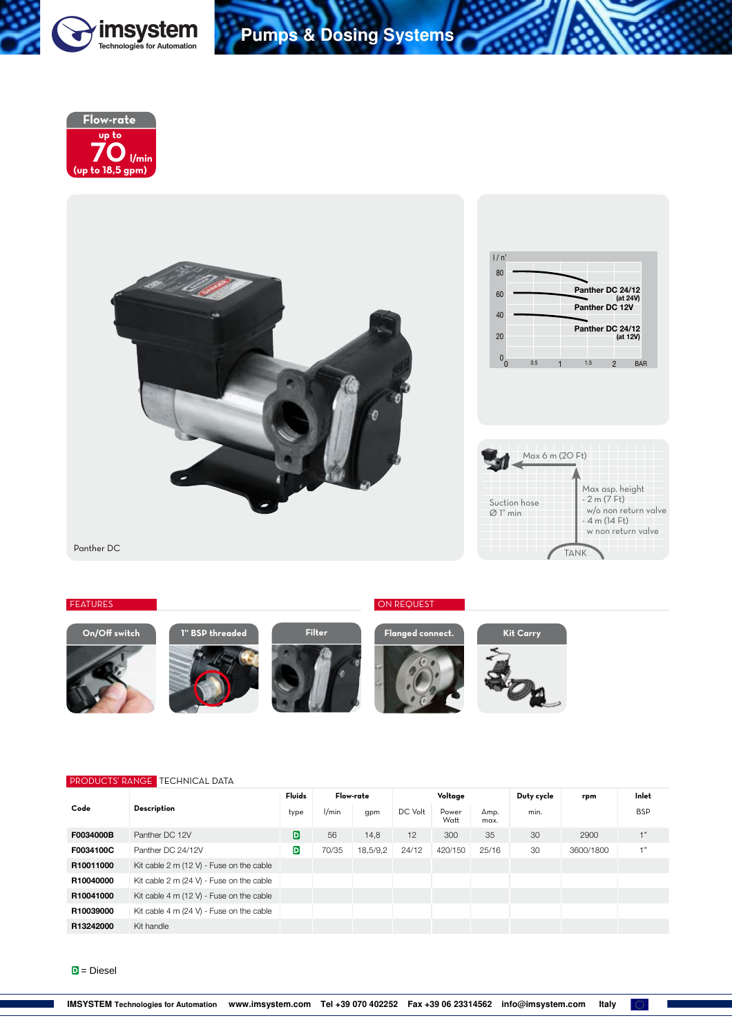# Pumps & Dosing Systems

**Flow-rate**
up to
**70 l/min**
**(up to 18,5 gpm)**

Panther DC

l / n'
80
60
40
20
0
0 0.5 1 1.5 2 BAR
Panther DC 24/12 (at 24V)
Panther DC 12V
Panther DC 24/12 (at 12V)

Max 6 m (20 Ft)
Suction hose
Ø 1" min
Max asp. height
- 2 m (7 Ft) w/o non return valve
- 4 m (14 Ft) w non return valve
TANK

## FEATURES

- On/Off switch
- 1" BSP threaded
- Filter

## ON REQUEST

- Flanged connect.
- Kit Carry

## PRODUCTS' RANGE TECHNICAL DATA

| Code | Description | Fluids | Flow-rate | | Voltage | | | Duty cycle | rpm | Inlet |
|---|---|---|---|---|---|---|---|---|---|---|
| | | type | l/min | gpm | DC Volt | Power Watt | Amp. max. | min. | | BSP |
| F0034000B | Panther DC 12V | D | 56 | 14,8 | 12 | 300 | 35 | 30 | 2900 | 1" |
| F0034100C | Panther DC 24/12V | D | 70/35 | 18,5/9,2 | 24/12 | 420/150 | 25/16 | 30 | 3600/1800 | 1" |
| R10011000 | Kit cable 2 m (12 V) - Fuse on the cable | | | | | | | | | |
| R10040000 | Kit cable 2 m (24 V) - Fuse on the cable | | | | | | | | | |
| R10041000 | Kit cable 4 m (12 V) - Fuse on the cable | | | | | | | | | |
| R10039000 | Kit cable 4 m (24 V) - Fuse on the cable | | | | | | | | | |
| R13242000 | Kit handle | | | | | | | | | |

D = Diesel